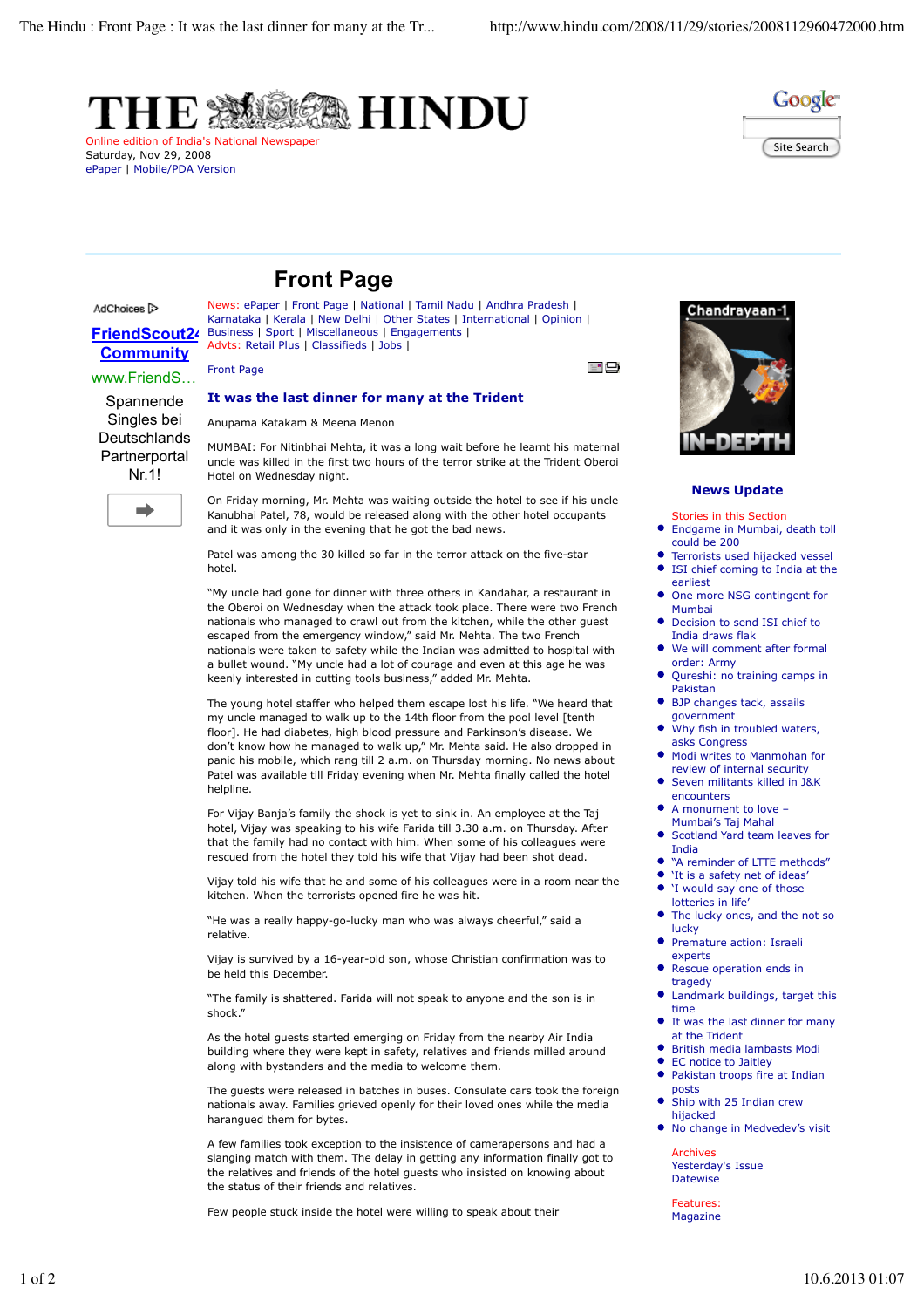# THE HINDU

Online edition of India's National Newspaper
Saturday, Nov 29, 2008
ePaper | Mobile/PDA Version

## Front Page

News: ePaper | Front Page | National | Tamil Nadu | Andhra Pradesh | Karnataka | Kerala | New Delhi | Other States | International | Opinion | Business | Sport | Miscellaneous | Engagements |
Advts: Retail Plus | Classifieds | Jobs |

Front Page

### It was the last dinner for many at the Trident

Anupama Katakam & Meena Menon

MUMBAI: For Nitinbhai Mehta, it was a long wait before he learnt his maternal uncle was killed in the first two hours of the terror strike at the Trident Oberoi Hotel on Wednesday night.

On Friday morning, Mr. Mehta was waiting outside the hotel to see if his uncle Kanubhai Patel, 78, would be released along with the other hotel occupants and it was only in the evening that he got the bad news.

Patel was among the 30 killed so far in the terror attack on the five-star hotel.

"My uncle had gone for dinner with three others in Kandahar, a restaurant in the Oberoi on Wednesday when the attack took place. There were two French nationals who managed to crawl out from the kitchen, while the other guest escaped from the emergency window," said Mr. Mehta. The two French nationals were taken to safety while the Indian was admitted to hospital with a bullet wound. "My uncle had a lot of courage and even at this age he was keenly interested in cutting tools business," added Mr. Mehta.

The young hotel staffer who helped them escape lost his life. "We heard that my uncle managed to walk up to the 14th floor from the pool level [tenth floor]. He had diabetes, high blood pressure and Parkinson's disease. We don't know how he managed to walk up," Mr. Mehta said. He also dropped in panic his mobile, which rang till 2 a.m. on Thursday morning. No news about Patel was available till Friday evening when Mr. Mehta finally called the hotel helpline.

For Vijay Banja's family the shock is yet to sink in. An employee at the Taj hotel, Vijay was speaking to his wife Farida till 3.30 a.m. on Thursday. After that the family had no contact with him. When some of his colleagues were rescued from the hotel they told his wife that Vijay had been shot dead.

Vijay told his wife that he and some of his colleagues were in a room near the kitchen. When the terrorists opened fire he was hit.

"He was a really happy-go-lucky man who was always cheerful," said a relative.

Vijay is survived by a 16-year-old son, whose Christian confirmation was to be held this December.

"The family is shattered. Farida will not speak to anyone and the son is in shock."

As the hotel guests started emerging on Friday from the nearby Air India building where they were kept in safety, relatives and friends milled around along with bystanders and the media to welcome them.

The guests were released in batches in buses. Consulate cars took the foreign nationals away. Families grieved openly for their loved ones while the media harangued them for bytes.

A few families took exception to the insistence of camerapersons and had a slanging match with them. The delay in getting any information finally got to the relatives and friends of the hotel guests who insisted on knowing about the status of their friends and relatives.

Few people stuck inside the hotel were willing to speak about their

Chandrayaan-1 IN-DEPTH

### News Update

Stories in this Section

- Endgame in Mumbai, death toll could be 200
- Terrorists used hijacked vessel
- ISI chief coming to India at the earliest
- One more NSG contingent for Mumbai
- Decision to send ISI chief to India draws flak
- We will comment after formal order: Army
- Qureshi: no training camps in Pakistan
- BJP changes tack, assails government
- Why fish in troubled waters, asks Congress
- Modi writes to Manmohan for review of internal security
- Seven militants killed in J&K encounters
- A monument to love – Mumbai's Taj Mahal
- Scotland Yard team leaves for India
- "A reminder of LTTE methods"
- 'It is a safety net of ideas'
- 'I would say one of those lotteries in life'
- The lucky ones, and the not so lucky
- Premature action: Israeli experts
- Rescue operation ends in tragedy
- Landmark buildings, target this time
- It was the last dinner for many at the Trident
- British media lambasts Modi
- EC notice to Jaitley
- Pakistan troops fire at Indian posts
- Ship with 25 Indian crew hijacked
- No change in Medvedev's visit

Archives
Yesterday's Issue
Datewise

Features:
Magazine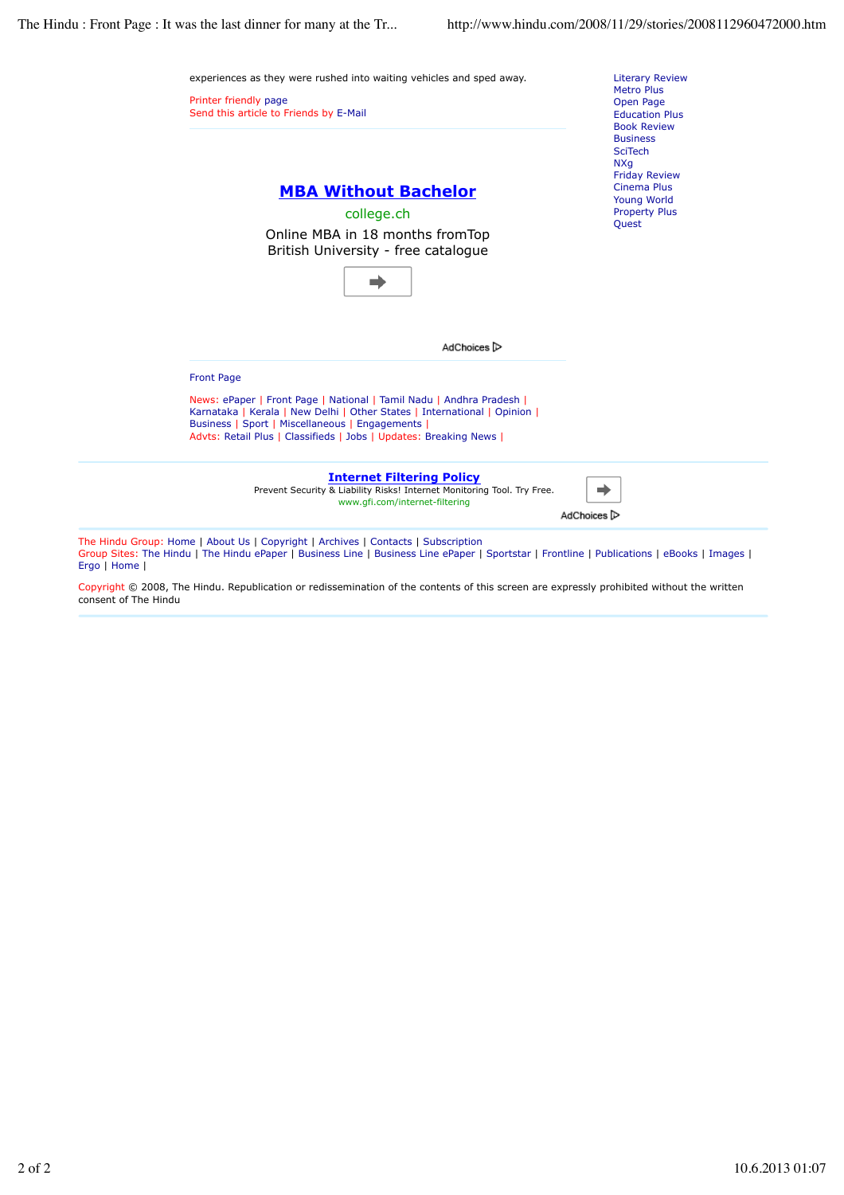experiences as they were rushed into waiting vehicles and sped away.

Printer friendly page
Send this article to Friends by E-Mail

**MBA Without Bachelor**

college.ch

Online MBA in 18 months fromTop British University - free catalogue

AdChoices

Literary Review
Metro Plus
Open Page
Education Plus
Book Review
Business
SciTech
NXg
Friday Review
Cinema Plus
Young World
Property Plus
Quest

Front Page

News: ePaper | Front Page | National | Tamil Nadu | Andhra Pradesh | Karnataka | Kerala | New Delhi | Other States | International | Opinion | Business | Sport | Miscellaneous | Engagements |
Advts: Retail Plus | Classifieds | Jobs | Updates: Breaking News |

**Internet Filtering Policy**

Prevent Security & Liability Risks! Internet Monitoring Tool. Try Free.
www.gfi.com/internet-filtering

AdChoices

The Hindu Group: Home | About Us | Copyright | Archives | Contacts | Subscription
Group Sites: The Hindu | The Hindu ePaper | Business Line | Business Line ePaper | Sportstar | Frontline | Publications | eBooks | Images | Ergo | Home |

Copyright © 2008, The Hindu. Republication or redissemination of the contents of this screen are expressly prohibited without the written consent of The Hindu